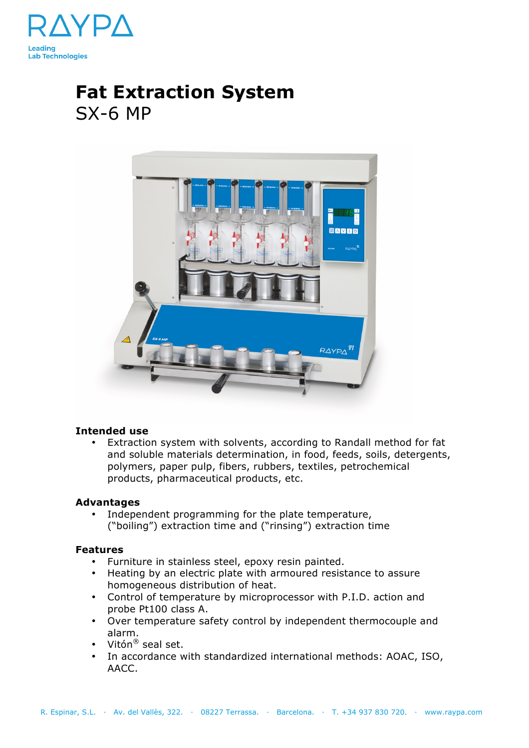# Fat Extraction System

SX-6 MP

### Intended use

- Extraction system with solvents, according to Randall method for fat and soluble materials determination, in food, feeds, soils, detergents, polymers, paper pulp, fibers, rubbers, textiles, petrochemical products, pharmaceutical products, etc.

### Advantages

- Independent programming for the plate temperature, (“boiling”) extraction time and (“rinsing”) extraction time

### Features

- Furniture in stainless steel, epoxy resin painted.
- Heating by an electric plate with armoured resistance to assure homogeneous distribution of heat.
- Control of temperature by microprocessor with P.I.D. action and probe Pt100 class A.
- Over temperature safety control by independent thermocouple and alarm.
- Vitón® seal set.
- In accordance with standardized international methods: AOAC, ISO, AACC.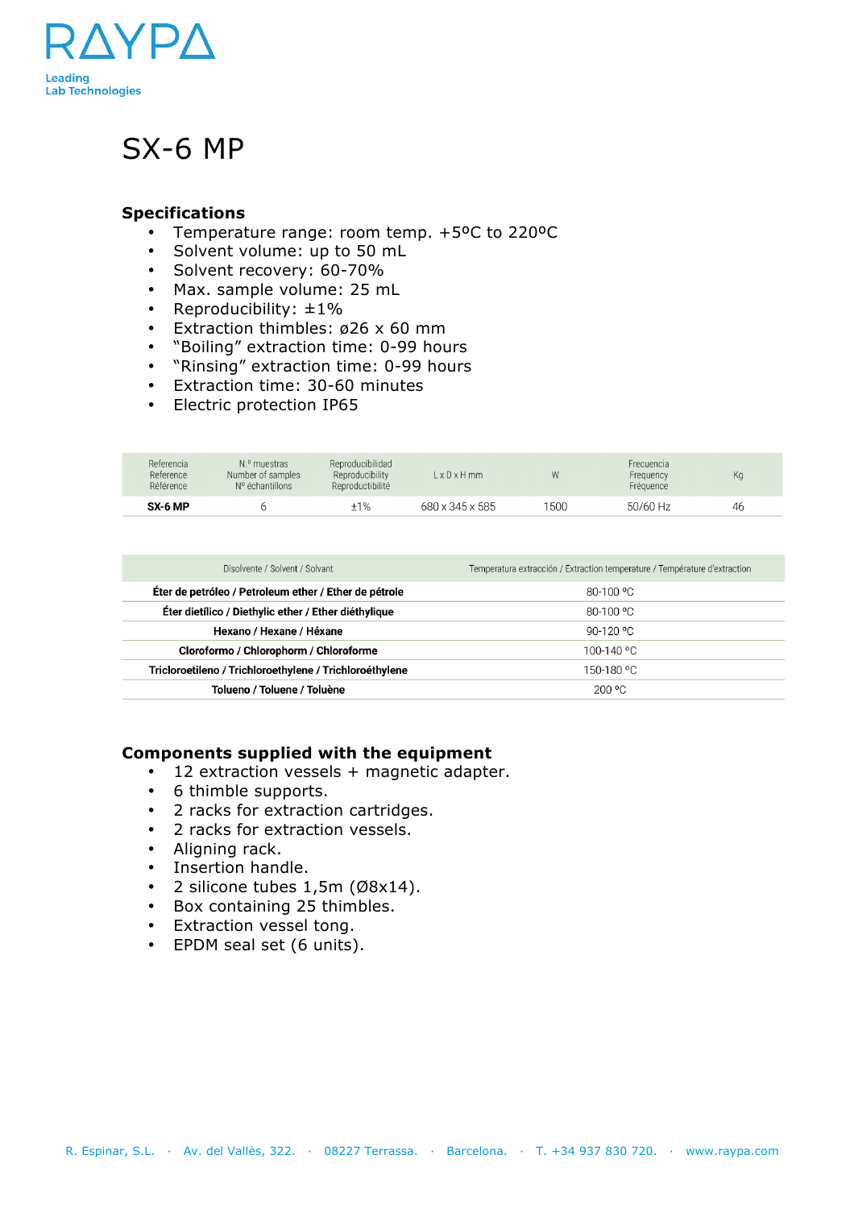# SX-6 MP

## Specifications

- Temperature range: room temp. +5ºC to 220ºC
- Solvent volume: up to 50 mL
- Solvent recovery: 60-70%
- Max. sample volume: 25 mL
- Reproducibility: ±1%
- Extraction thimbles: ø26 x 60 mm
- "Boiling" extraction time: 0-99 hours
- "Rinsing" extraction time: 0-99 hours
- Extraction time: 30-60 minutes
- Electric protection IP65

| Referencia / Reference / Référence | N.º muestras / Number of samples / Nº échantillons | Reproducibilidad / Reproducibility / Reproductibilité | L x D x H mm | W | Frecuencia / Frequency / Fréquence | Kg |
|---|---|---|---|---|---|---|
| **SX-6 MP** | 6 | ±1% | 680 x 345 x 585 | 1500 | 50/60 Hz | 46 |

| Disolvente / Solvent / Solvant | Temperatura extracción / Extraction temperature / Température d'extraction |
|---|---|
| **Éter de petróleo / Petroleum ether / Ether de pétrole** | 80-100 ºC |
| **Éter dietílico / Diethylic ether / Ether diéthylique** | 80-100 ºC |
| **Hexano / Hexane / Héxane** | 90-120 ºC |
| **Cloroformo / Chlorophorm / Chloroforme** | 100-140 ºC |
| **Tricloroetileno / Trichloroethylene / Trichloroéthylene** | 150-180 ºC |
| **Tolueno / Toluene / Toluène** | 200 ºC |

## Components supplied with the equipment

- 12 extraction vessels + magnetic adapter.
- 6 thimble supports.
- 2 racks for extraction cartridges.
- 2 racks for extraction vessels.
- Aligning rack.
- Insertion handle.
- 2 silicone tubes 1,5m (Ø8x14).
- Box containing 25 thimbles.
- Extraction vessel tong.
- EPDM seal set (6 units).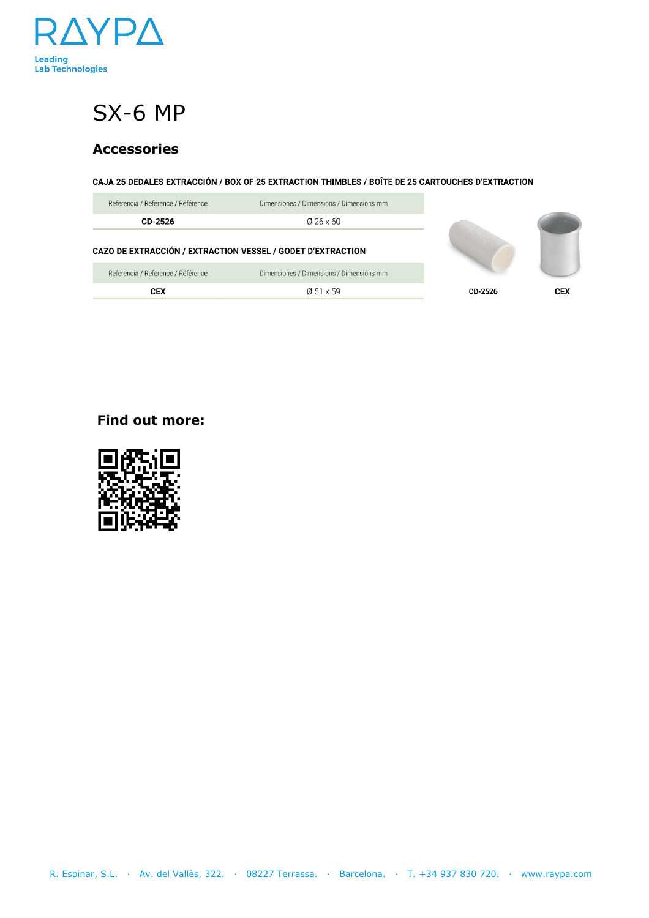# SX-6 MP

## Accessories

CAJA 25 DEDALES EXTRACCIÓN / BOX OF 25 EXTRACTION THIMBLES / BOÎTE DE 25 CARTOUCHES D'EXTRACTION

| Referencia / Reference / Référence | Dimensiones / Dimensions / Dimensions mm |
|---|---|
| **CD-2526** | Ø 26 x 60 |

CAZO DE EXTRACCIÓN / EXTRACTION VESSEL / GODET D'EXTRACTION

| Referencia / Reference / Référence | Dimensiones / Dimensions / Dimensions mm |
|---|---|
| **CEX** | Ø 51 x 59 |

**CD-2526** **CEX**

### Find out more: